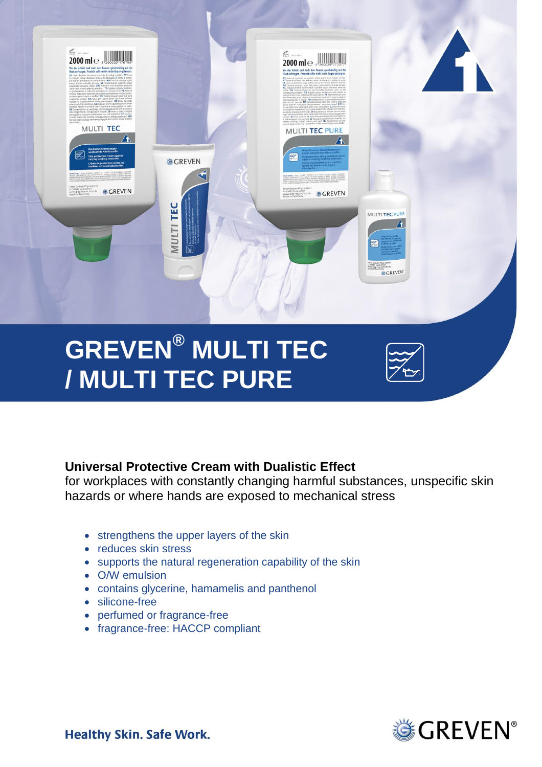# GREVEN® MULTI TEC / MULTI TEC PURE

**Universal Protective Cream with Dualistic Effect**
for workplaces with constantly changing harmful substances, unspecific skin hazards or where hands are exposed to mechanical stress

- strengthens the upper layers of the skin
- reduces skin stress
- supports the natural regeneration capability of the skin
- O/W emulsion
- contains glycerine, hamamelis and panthenol
- silicone-free
- perfumed or fragrance-free
- fragrance-free: HACCP compliant

**Healthy Skin. Safe Work.**

GREVEN®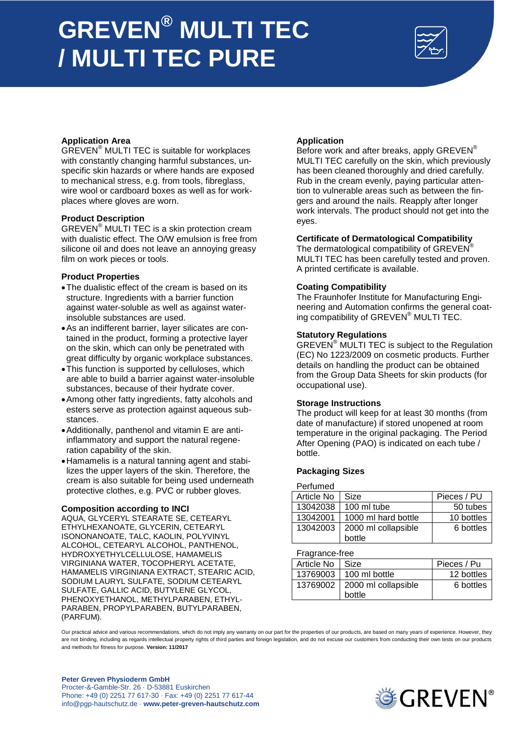# GREVEN® MULTI TEC / MULTI TEC PURE

### Application Area
GREVEN® MULTI TEC is suitable for workplaces with constantly changing harmful substances, unspecific skin hazards or where hands are exposed to mechanical stress, e.g. from tools, fibreglass, wire wool or cardboard boxes as well as for workplaces where gloves are worn.

### Product Description
GREVEN® MULTI TEC is a skin protection cream with dualistic effect. The O/W emulsion is free from silicone oil and does not leave an annoying greasy film on work pieces or tools.

### Product Properties
- The dualistic effect of the cream is based on its structure. Ingredients with a barrier function against water-soluble as well as against water-insoluble substances are used.
- As an indifferent barrier, layer silicates are contained in the product, forming a protective layer on the skin, which can only be penetrated with great difficulty by organic workplace substances.
- This function is supported by celluloses, which are able to build a barrier against water-insoluble substances, because of their hydrate cover.
- Among other fatty ingredients, fatty alcohols and esters serve as protection against aqueous substances.
- Additionally, panthenol and vitamin E are anti-inflammatory and support the natural regeneration capability of the skin.
- Hamamelis is a natural tanning agent and stabilizes the upper layers of the skin. Therefore, the cream is also suitable for being used underneath protective clothes, e.g. PVC or rubber gloves.

### Composition according to INCI
AQUA, GLYCERYL STEARATE SE, CETEARYL ETHYLHEXANOATE, GLYCERIN, CETEARYL ISONONANOATE, TALC, KAOLIN, POLYVINYL ALCOHOL, CETEARYL ALCOHOL, PANTHENOL, HYDROXYETHYLCELLULOSE, HAMAMELIS VIRGINIANA WATER, TOCOPHERYL ACETATE, HAMAMELIS VIRGINIANA EXTRACT, STEARIC ACID, SODIUM LAURYL SULFATE, SODIUM CETEARYL SULFATE, GALLIC ACID, BUTYLENE GLYCOL, PHENOXYETHANOL, METHYLPARABEN, ETHYLPARABEN, PROPYLPARABEN, BUTYLPARABEN, (PARFUM).

### Application
Before work and after breaks, apply GREVEN® MULTI TEC carefully on the skin, which previously has been cleaned thoroughly and dried carefully. Rub in the cream evenly, paying particular attention to vulnerable areas such as between the fingers and around the nails. Reapply after longer work intervals. The product should not get into the eyes.

### Certificate of Dermatological Compatibility
The dermatological compatibility of GREVEN® MULTI TEC has been carefully tested and proven. A printed certificate is available.

### Coating Compatibility
The Fraunhofer Institute for Manufacturing Engineering and Automation confirms the general coating compatibility of GREVEN® MULTI TEC.

### Statutory Regulations
GREVEN® MULTI TEC is subject to the Regulation (EC) No 1223/2009 on cosmetic products. Further details on handling the product can be obtained from the Group Data Sheets for skin products (for occupational use).

### Storage Instructions
The product will keep for at least 30 months (from date of manufacture) if stored unopened at room temperature in the original packaging. The Period After Opening (PAO) is indicated on each tube / bottle.

### Packaging Sizes

Perfumed

| Article No | Size | Pieces / PU |
|---|---|---|
| 13042038 | 100 ml tube | 50 tubes |
| 13042001 | 1000 ml hard bottle | 10 bottles |
| 13042003 | 2000 ml collapsible bottle | 6 bottles |

Fragrance-free

| Article No | Size | Pieces / Pu |
|---|---|---|
| 13769003 | 100 ml bottle | 12 bottles |
| 13769002 | 2000 ml collapsible bottle | 6 bottles |

Our practical advice and various recommendations, which do not imply any warranty on our part for the properties of our products, are based on many years of experience. However, they are not binding, including as regards intellectual property rights of third parties and foreign legislation, and do not excuse our customers from conducting their own tests on our products and methods for fitness for purpose. **Version: 11/2017**

**Peter Greven Physioderm GmbH**
Procter-&-Gamble-Str. 26 · D-53881 Euskirchen
Phone: +49 (0) 2251 77 617-30 · Fax: +49 (0) 2251 77 617-44
info@pgp-hautschutz.de · **www.peter-greven-hautschutz.com**

GREVEN®